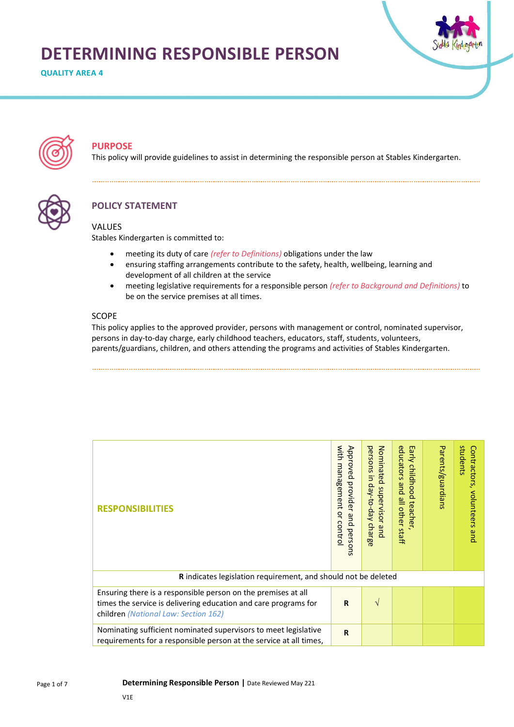# DETERMINING RESPONSIBLE PERSON

**QUALITY AREA 4**

## PURPOSE

This policy will provide guidelines to assist in determining the responsible person at Stables Kindergarten.

## POLICY STATEMENT

### VALUES

Stables Kindergarten is committed to:

- meeting its duty of care *(refer to Definitions)* obligations under the law
- ensuring staffing arrangements contribute to the safety, health, wellbeing, learning and development of all children at the service
- meeting legislative requirements for a responsible person *(refer to Background and Definitions)* to be on the service premises at all times.

### SCOPE

This policy applies to the approved provider, persons with management or control, nominated supervisor, persons in day-to-day charge, early childhood teachers, educators, staff, students, volunteers, parents/guardians, children, and others attending the programs and activities of Stables Kindergarten.

| **RESPONSIBILITIES** | Approved provider and persons with management or control | Nominated supervisor and persons in day-to-day charge | Early childhood teacher, educators and all other staff | Parents/guardians | Contractors, volunteers and students |
|---|---|---|---|---|---|
| **R** indicates legislation requirement, and should not be deleted | | | | | |
| Ensuring there is a responsible person on the premises at all times the service is delivering education and care programs for children *(National Law: Section 162)* | **R** | √ | | | |
| Nominating sufficient nominated supervisors to meet legislative requirements for a responsible person at the service at all times, | **R** | | | | |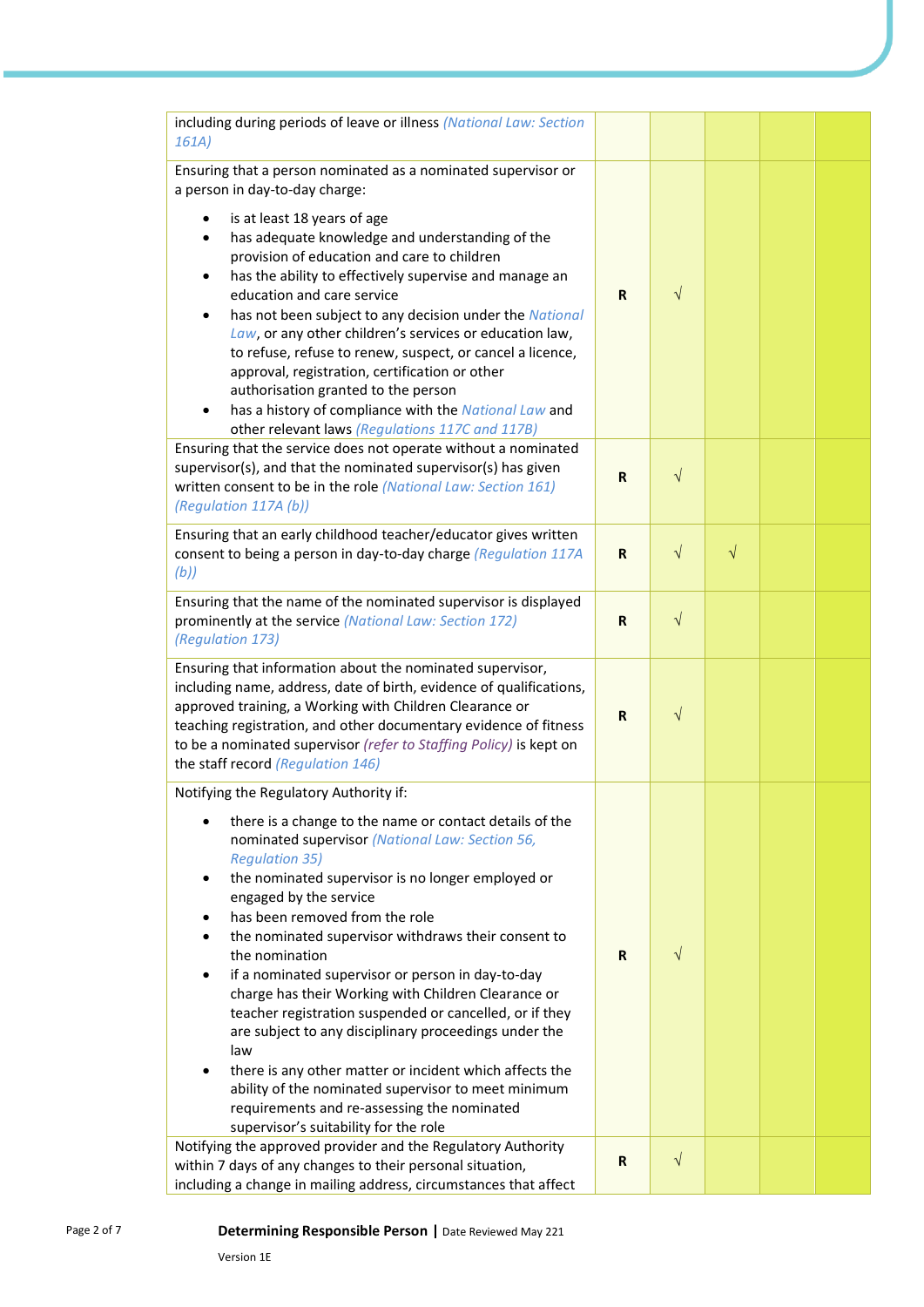| | | | | | |
|---|---|---|---|---|---|
| including during periods of leave or illness *(National Law: Section 161A)* | | | | | |
| Ensuring that a person nominated as a nominated supervisor or a person in day-to-day charge:<br>• is at least 18 years of age<br>• has adequate knowledge and understanding of the provision of education and care to children<br>• has the ability to effectively supervise and manage an education and care service<br>• has not been subject to any decision under the *National Law*, or any other children's services or education law, to refuse, refuse to renew, suspect, or cancel a licence, approval, registration, certification or other authorisation granted to the person<br>• has a history of compliance with the *National Law* and other relevant laws *(Regulations 117C and 117B)* | **R** | √ | | | |
| Ensuring that the service does not operate without a nominated supervisor(s), and that the nominated supervisor(s) has given written consent to be in the role *(National Law: Section 161) (Regulation 117A (b))* | **R** | √ | | | |
| Ensuring that an early childhood teacher/educator gives written consent to being a person in day-to-day charge *(Regulation 117A (b))* | **R** | √ | √ | | |
| Ensuring that the name of the nominated supervisor is displayed prominently at the service *(National Law: Section 172) (Regulation 173)* | **R** | √ | | | |
| Ensuring that information about the nominated supervisor, including name, address, date of birth, evidence of qualifications, approved training, a Working with Children Clearance or teaching registration, and other documentary evidence of fitness to be a nominated supervisor *(refer to Staffing Policy)* is kept on the staff record *(Regulation 146)* | **R** | √ | | | |
| Notifying the Regulatory Authority if:<br>• there is a change to the name or contact details of the nominated supervisor *(National Law: Section 56, Regulation 35)*<br>• the nominated supervisor is no longer employed or engaged by the service<br>• has been removed from the role<br>• the nominated supervisor withdraws their consent to the nomination<br>• if a nominated supervisor or person in day-to-day charge has their Working with Children Clearance or teacher registration suspended or cancelled, or if they are subject to any disciplinary proceedings under the law<br>• there is any other matter or incident which affects the ability of the nominated supervisor to meet minimum requirements and re-assessing the nominated supervisor's suitability for the role | **R** | √ | | | |
| Notifying the approved provider and the Regulatory Authority within 7 days of any changes to their personal situation, including a change in mailing address, circumstances that affect | **R** | √ | | | |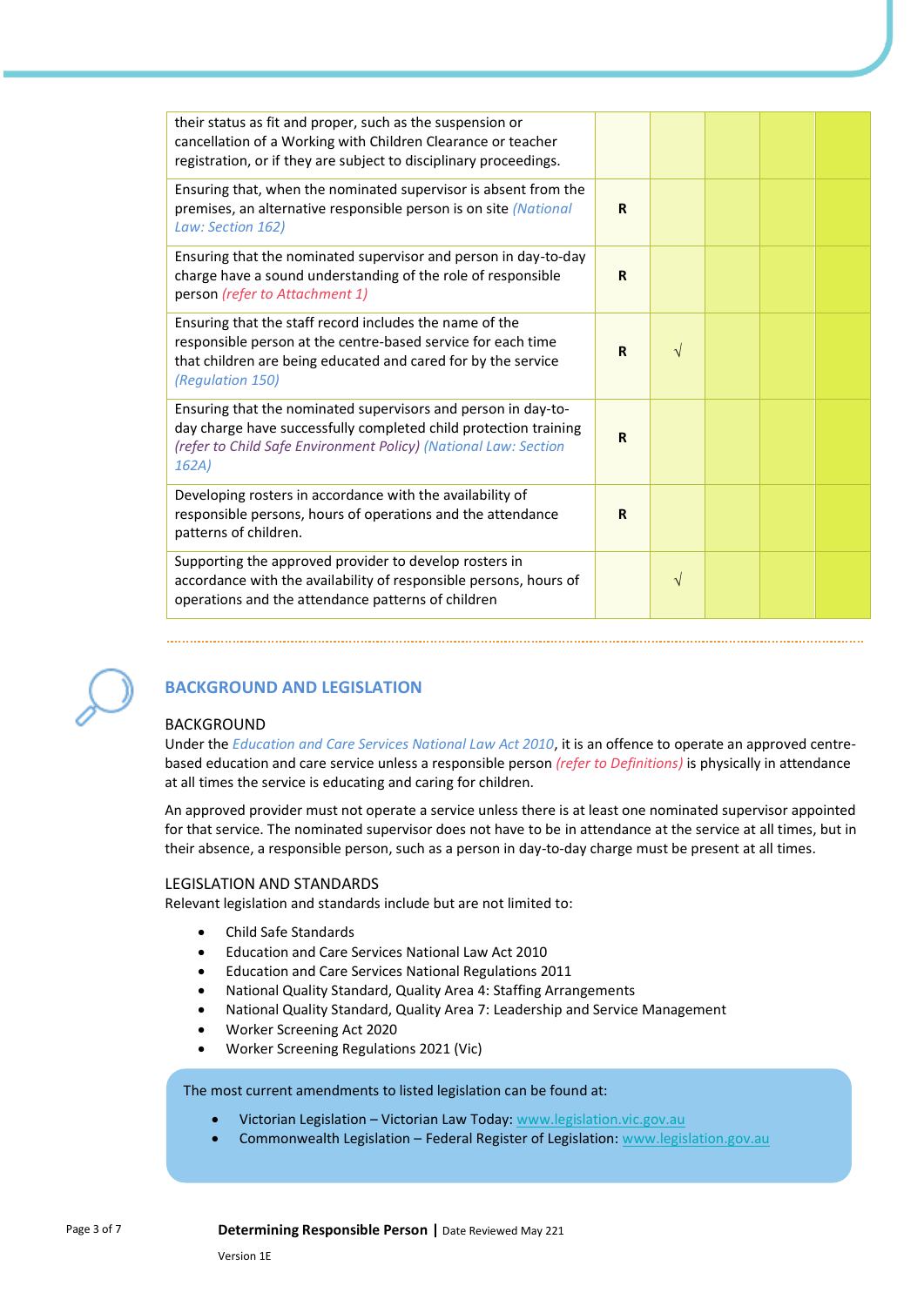| | | | | | |
|---|---|---|---|---|---|
| their status as fit and proper, such as the suspension or cancellation of a Working with Children Clearance or teacher registration, or if they are subject to disciplinary proceedings. | | | | | |
| Ensuring that, when the nominated supervisor is absent from the premises, an alternative responsible person is on site *(National Law: Section 162)* | **R** | | | | |
| Ensuring that the nominated supervisor and person in day-to-day charge have a sound understanding of the role of responsible person *(refer to Attachment 1)* | **R** | | | | |
| Ensuring that the staff record includes the name of the responsible person at the centre-based service for each time that children are being educated and cared for by the service *(Regulation 150)* | **R** | √ | | | |
| Ensuring that the nominated supervisors and person in day-to-day charge have successfully completed child protection training *(refer to Child Safe Environment Policy) (National Law: Section 162A)* | **R** | | | | |
| Developing rosters in accordance with the availability of responsible persons, hours of operations and the attendance patterns of children. | **R** | | | | |
| Supporting the approved provider to develop rosters in accordance with the availability of responsible persons, hours of operations and the attendance patterns of children | | √ | | | |

## BACKGROUND AND LEGISLATION

### BACKGROUND

Under the *Education and Care Services National Law Act 2010*, it is an offence to operate an approved centre-based education and care service unless a responsible person *(refer to Definitions)* is physically in attendance at all times the service is educating and caring for children.

An approved provider must not operate a service unless there is at least one nominated supervisor appointed for that service. The nominated supervisor does not have to be in attendance at the service at all times, but in their absence, a responsible person, such as a person in day-to-day charge must be present at all times.

### LEGISLATION AND STANDARDS

Relevant legislation and standards include but are not limited to:

- Child Safe Standards
- Education and Care Services National Law Act 2010
- Education and Care Services National Regulations 2011
- National Quality Standard, Quality Area 4: Staffing Arrangements
- National Quality Standard, Quality Area 7: Leadership and Service Management
- Worker Screening Act 2020
- Worker Screening Regulations 2021 (Vic)

The most current amendments to listed legislation can be found at:

- Victorian Legislation – Victorian Law Today: www.legislation.vic.gov.au
- Commonwealth Legislation – Federal Register of Legislation: www.legislation.gov.au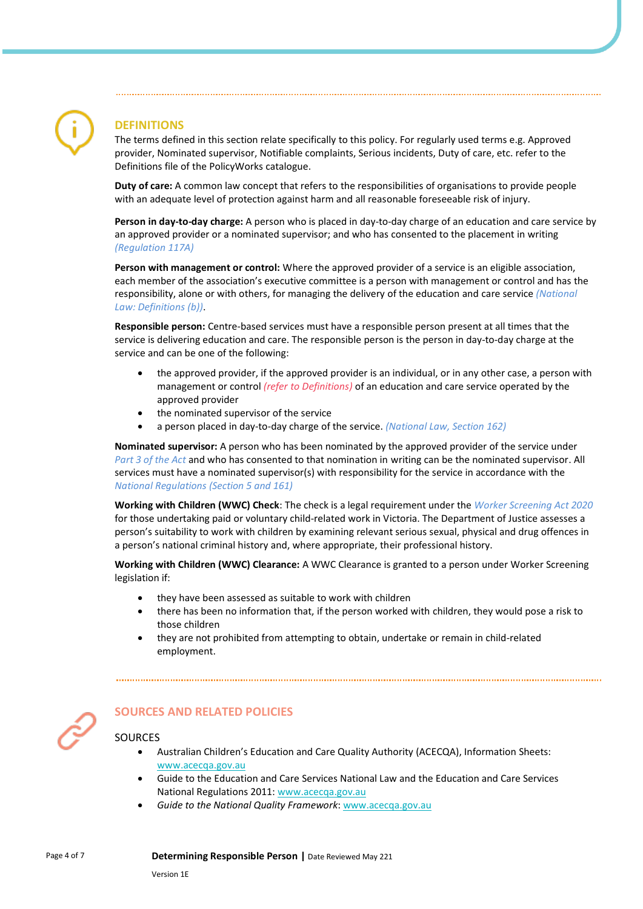## DEFINITIONS

The terms defined in this section relate specifically to this policy. For regularly used terms e.g. Approved provider, Nominated supervisor, Notifiable complaints, Serious incidents, Duty of care, etc. refer to the Definitions file of the PolicyWorks catalogue.

**Duty of care:** A common law concept that refers to the responsibilities of organisations to provide people with an adequate level of protection against harm and all reasonable foreseeable risk of injury.

**Person in day-to-day charge:** A person who is placed in day-to-day charge of an education and care service by an approved provider or a nominated supervisor; and who has consented to the placement in writing *(Regulation 117A)*

**Person with management or control:** Where the approved provider of a service is an eligible association, each member of the association's executive committee is a person with management or control and has the responsibility, alone or with others, for managing the delivery of the education and care service *(National Law: Definitions (b))*.

**Responsible person:** Centre-based services must have a responsible person present at all times that the service is delivering education and care. The responsible person is the person in day-to-day charge at the service and can be one of the following:

- the approved provider, if the approved provider is an individual, or in any other case, a person with management or control *(refer to Definitions)* of an education and care service operated by the approved provider
- the nominated supervisor of the service
- a person placed in day-to-day charge of the service. *(National Law, Section 162)*

**Nominated supervisor:** A person who has been nominated by the approved provider of the service under *Part 3 of the Act* and who has consented to that nomination in writing can be the nominated supervisor. All services must have a nominated supervisor(s) with responsibility for the service in accordance with the *National Regulations (Section 5 and 161)*

**Working with Children (WWC) Check**: The check is a legal requirement under the *Worker Screening Act 2020* for those undertaking paid or voluntary child-related work in Victoria. The Department of Justice assesses a person's suitability to work with children by examining relevant serious sexual, physical and drug offences in a person's national criminal history and, where appropriate, their professional history.

**Working with Children (WWC) Clearance:** A WWC Clearance is granted to a person under Worker Screening legislation if:

- they have been assessed as suitable to work with children
- there has been no information that, if the person worked with children, they would pose a risk to those children
- they are not prohibited from attempting to obtain, undertake or remain in child-related employment.

## SOURCES AND RELATED POLICIES

### SOURCES

- Australian Children's Education and Care Quality Authority (ACECQA), Information Sheets: www.acecqa.gov.au
- Guide to the Education and Care Services National Law and the Education and Care Services National Regulations 2011: www.acecqa.gov.au
- *Guide to the National Quality Framework*: www.acecqa.gov.au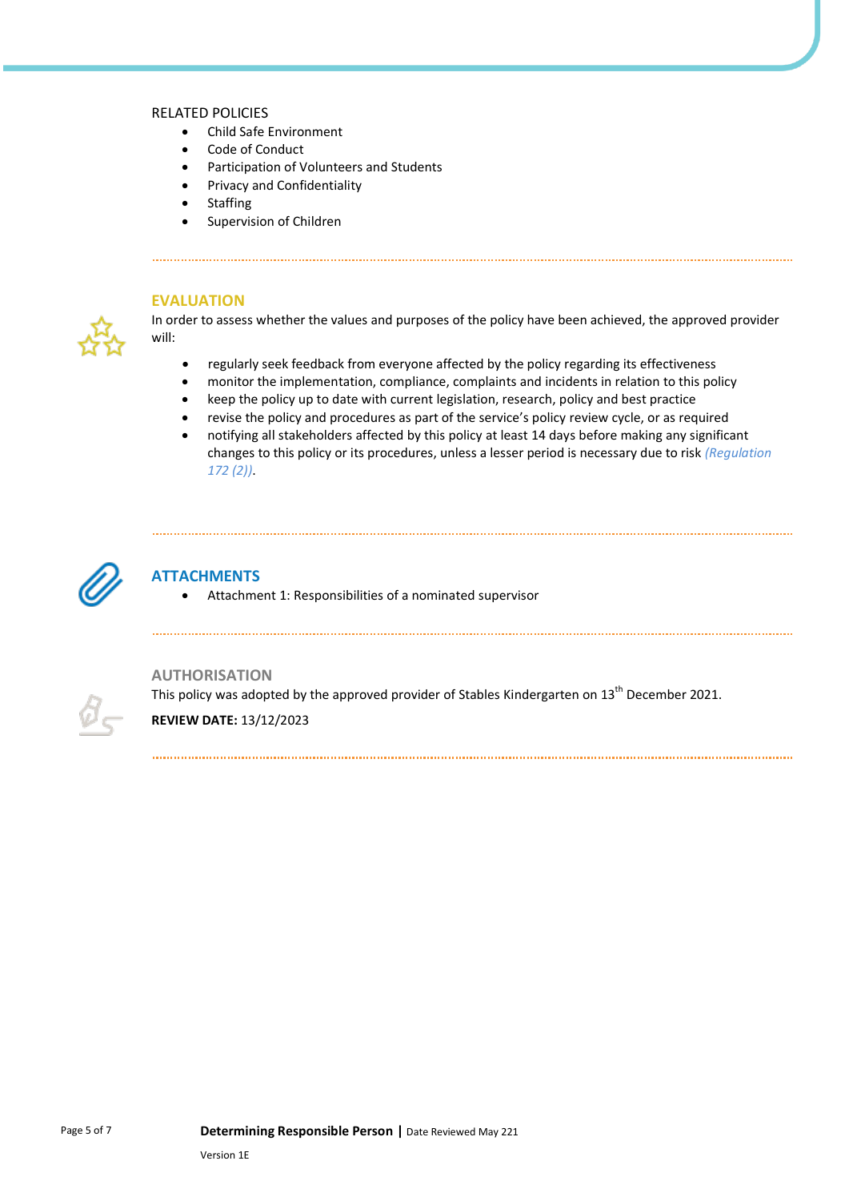## RELATED POLICIES

- Child Safe Environment
- Code of Conduct
- Participation of Volunteers and Students
- Privacy and Confidentiality
- Staffing
- Supervision of Children

## EVALUATION

In order to assess whether the values and purposes of the policy have been achieved, the approved provider will:

- regularly seek feedback from everyone affected by the policy regarding its effectiveness
- monitor the implementation, compliance, complaints and incidents in relation to this policy
- keep the policy up to date with current legislation, research, policy and best practice
- revise the policy and procedures as part of the service's policy review cycle, or as required
- notifying all stakeholders affected by this policy at least 14 days before making any significant changes to this policy or its procedures, unless a lesser period is necessary due to risk *(Regulation 172 (2))*.

## ATTACHMENTS

- Attachment 1: Responsibilities of a nominated supervisor

## AUTHORISATION

This policy was adopted by the approved provider of Stables Kindergarten on 13th December 2021.

**REVIEW DATE:** 13/12/2023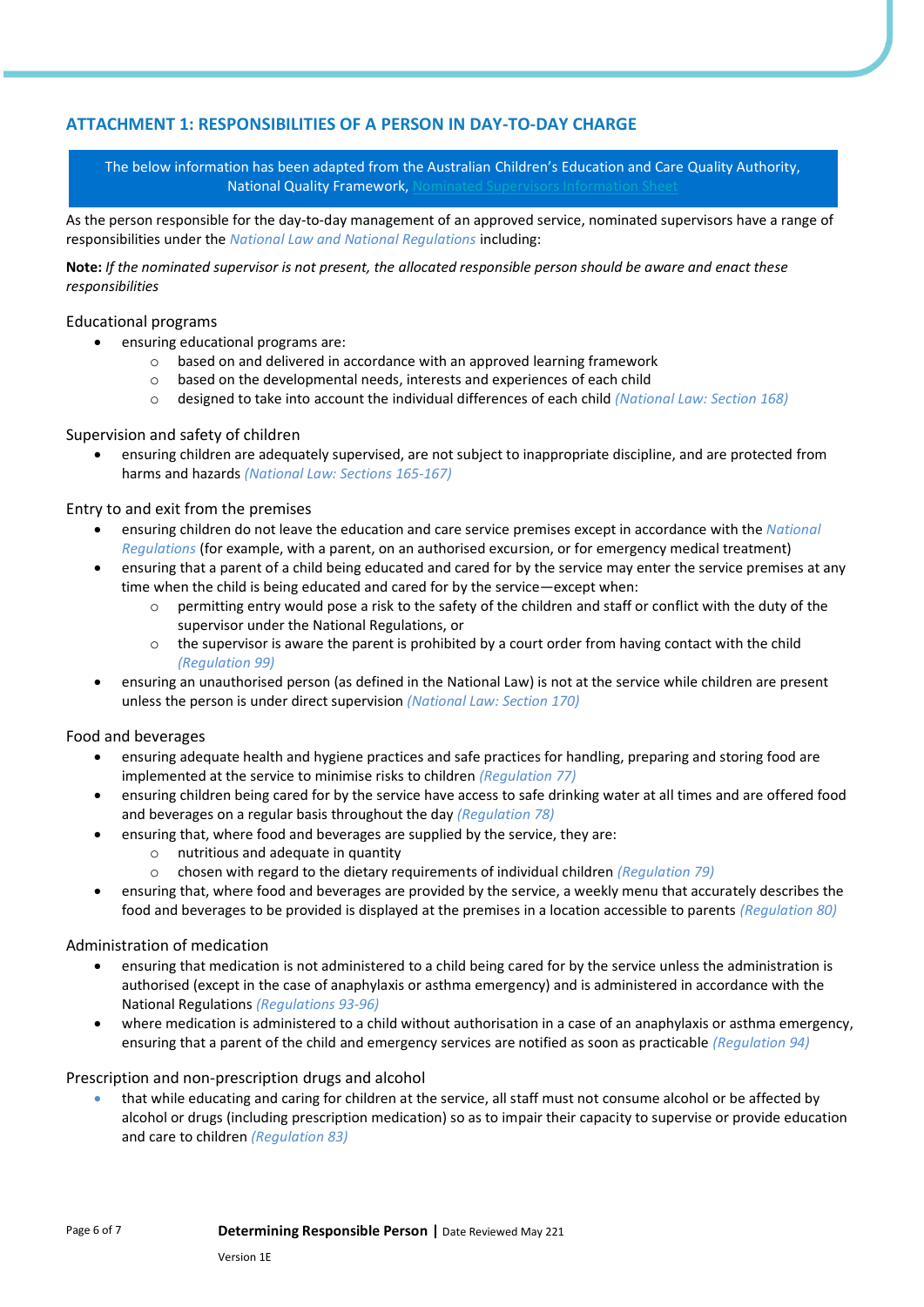## ATTACHMENT 1: RESPONSIBILITIES OF A PERSON IN DAY-TO-DAY CHARGE

The below information has been adapted from the Australian Children's Education and Care Quality Authority, National Quality Framework, Nominated Supervisors Information Sheet

As the person responsible for the day-to-day management of an approved service, nominated supervisors have a range of responsibilities under the *National Law and National Regulations* including:

**Note:** *If the nominated supervisor is not present, the allocated responsible person should be aware and enact these responsibilities*

### Educational programs

- ensuring educational programs are:
  - based on and delivered in accordance with an approved learning framework
  - based on the developmental needs, interests and experiences of each child
  - designed to take into account the individual differences of each child *(National Law: Section 168)*

### Supervision and safety of children

- ensuring children are adequately supervised, are not subject to inappropriate discipline, and are protected from harms and hazards *(National Law: Sections 165-167)*

### Entry to and exit from the premises

- ensuring children do not leave the education and care service premises except in accordance with the *National Regulations* (for example, with a parent, on an authorised excursion, or for emergency medical treatment)
- ensuring that a parent of a child being educated and cared for by the service may enter the service premises at any time when the child is being educated and cared for by the service—except when:
  - permitting entry would pose a risk to the safety of the children and staff or conflict with the duty of the supervisor under the National Regulations, or
  - the supervisor is aware the parent is prohibited by a court order from having contact with the child *(Regulation 99)*
- ensuring an unauthorised person (as defined in the National Law) is not at the service while children are present unless the person is under direct supervision *(National Law: Section 170)*

### Food and beverages

- ensuring adequate health and hygiene practices and safe practices for handling, preparing and storing food are implemented at the service to minimise risks to children *(Regulation 77)*
- ensuring children being cared for by the service have access to safe drinking water at all times and are offered food and beverages on a regular basis throughout the day *(Regulation 78)*
- ensuring that, where food and beverages are supplied by the service, they are:
  - nutritious and adequate in quantity
  - chosen with regard to the dietary requirements of individual children *(Regulation 79)*
- ensuring that, where food and beverages are provided by the service, a weekly menu that accurately describes the food and beverages to be provided is displayed at the premises in a location accessible to parents *(Regulation 80)*

### Administration of medication

- ensuring that medication is not administered to a child being cared for by the service unless the administration is authorised (except in the case of anaphylaxis or asthma emergency) and is administered in accordance with the National Regulations *(Regulations 93-96)*
- where medication is administered to a child without authorisation in a case of an anaphylaxis or asthma emergency, ensuring that a parent of the child and emergency services are notified as soon as practicable *(Regulation 94)*

### Prescription and non-prescription drugs and alcohol

- that while educating and caring for children at the service, all staff must not consume alcohol or be affected by alcohol or drugs (including prescription medication) so as to impair their capacity to supervise or provide education and care to children *(Regulation 83)*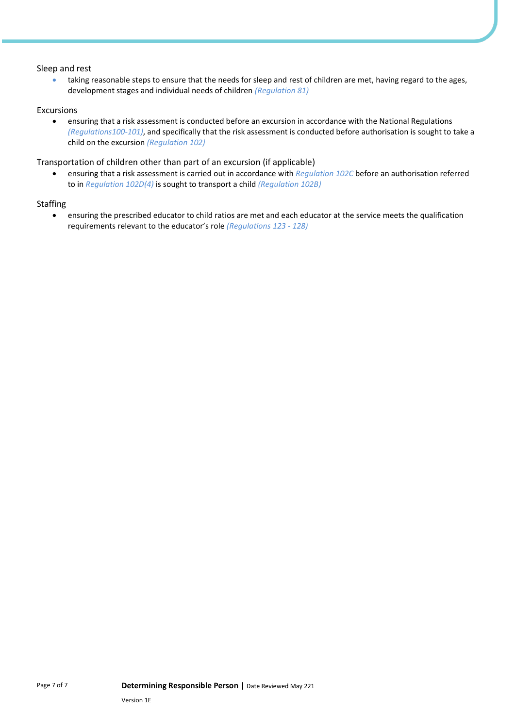Sleep and rest

- taking reasonable steps to ensure that the needs for sleep and rest of children are met, having regard to the ages, development stages and individual needs of children *(Regulation 81)*

Excursions

- ensuring that a risk assessment is conducted before an excursion in accordance with the National Regulations *(Regulations100-101)*, and specifically that the risk assessment is conducted before authorisation is sought to take a child on the excursion *(Regulation 102)*

Transportation of children other than part of an excursion (if applicable)

- ensuring that a risk assessment is carried out in accordance with *Regulation 102C* before an authorisation referred to in *Regulation 102D(4)* is sought to transport a child *(Regulation 102B)*

Staffing

- ensuring the prescribed educator to child ratios are met and each educator at the service meets the qualification requirements relevant to the educator's role *(Regulations 123 - 128)*